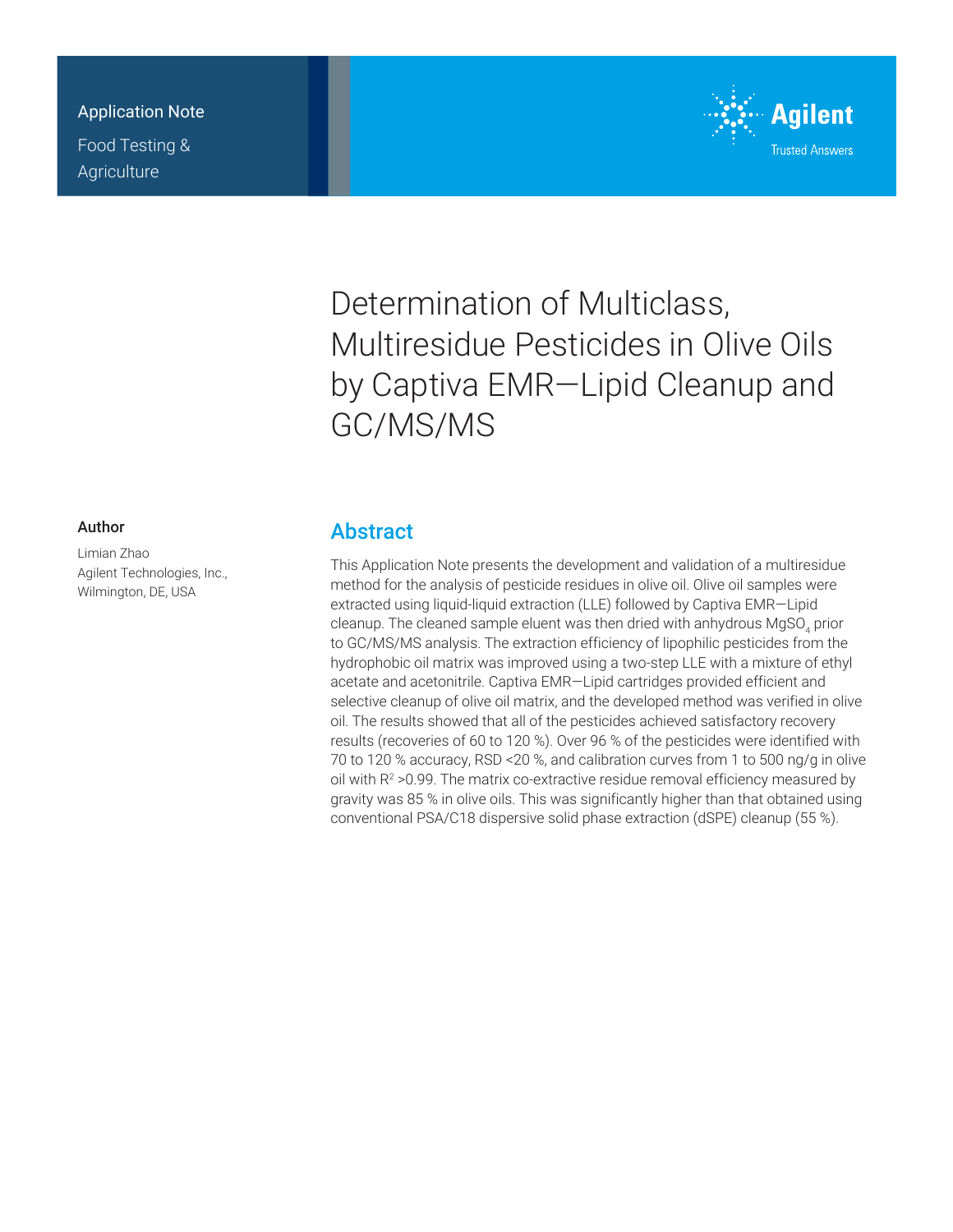Application Note

Food Testing & Agriculture

# Determination of Multiclass, Multiresidue Pesticides in Olive Oils by Captiva EMR—Lipid Cleanup and GC/MS/MS

## Author

Limian Zhao
Agilent Technologies, Inc.,
Wilmington, DE, USA

## Abstract

This Application Note presents the development and validation of a multiresidue method for the analysis of pesticide residues in olive oil. Olive oil samples were extracted using liquid-liquid extraction (LLE) followed by Captiva EMR—Lipid cleanup. The cleaned sample eluent was then dried with anhydrous $MgSO_4$ prior to GC/MS/MS analysis. The extraction efficiency of lipophilic pesticides from the hydrophobic oil matrix was improved using a two-step LLE with a mixture of ethyl acetate and acetonitrile. Captiva EMR—Lipid cartridges provided efficient and selective cleanup of olive oil matrix, and the developed method was verified in olive oil. The results showed that all of the pesticides achieved satisfactory recovery results (recoveries of 60 to 120 %). Over 96 % of the pesticides were identified with 70 to 120 % accuracy, RSD <20 %, and calibration curves from 1 to 500 ng/g in olive oil with $R^2$ >0.99. The matrix co-extractive residue removal efficiency measured by gravity was 85 % in olive oils. This was significantly higher than that obtained using conventional PSA/C18 dispersive solid phase extraction (dSPE) cleanup (55 %).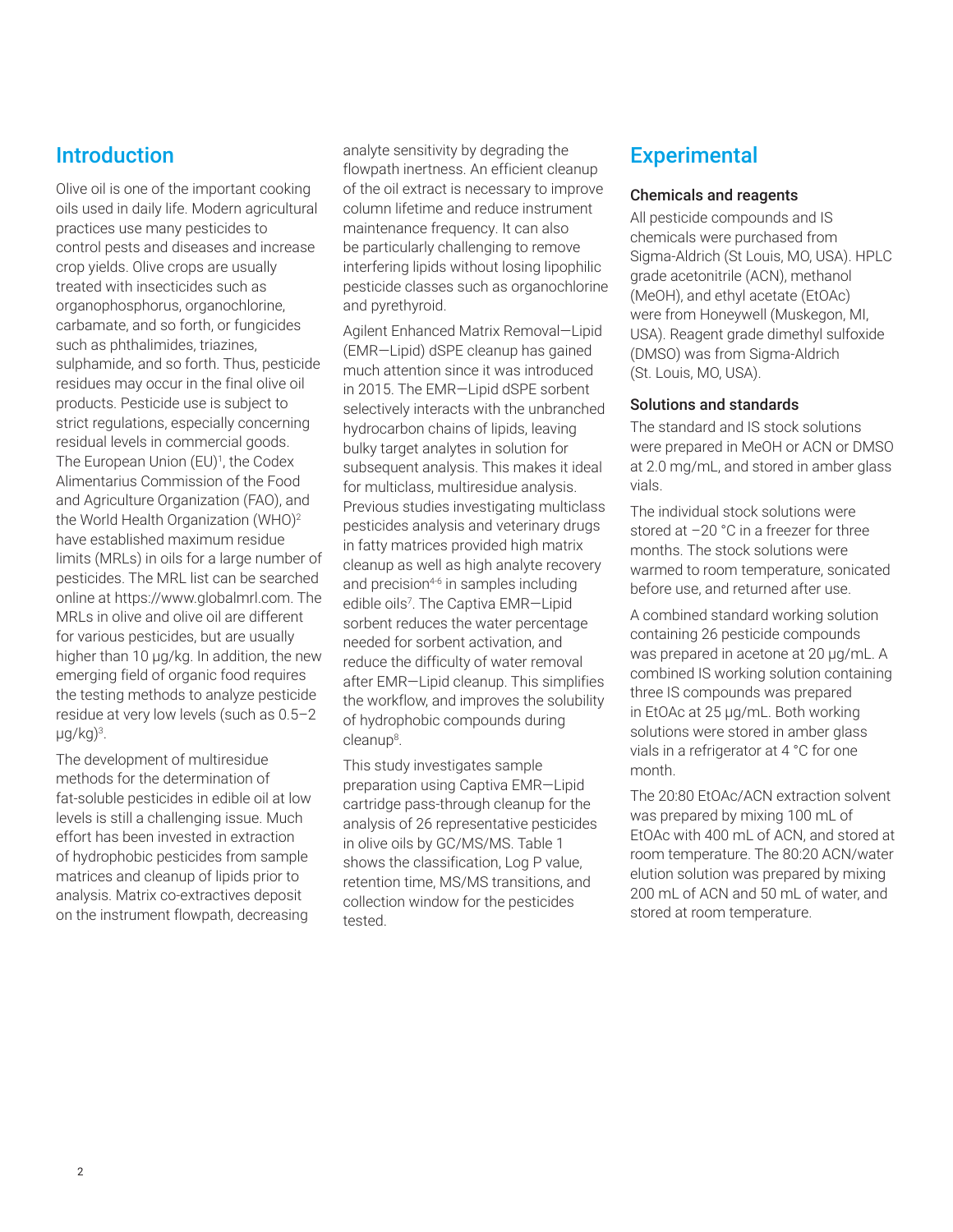## Introduction

Olive oil is one of the important cooking oils used in daily life. Modern agricultural practices use many pesticides to control pests and diseases and increase crop yields. Olive crops are usually treated with insecticides such as organophosphorus, organochlorine, carbamate, and so forth, or fungicides such as phthalimides, triazines, sulphamide, and so forth. Thus, pesticide residues may occur in the final olive oil products. Pesticide use is subject to strict regulations, especially concerning residual levels in commercial goods. The European Union (EU)[1], the Codex Alimentarius Commission of the Food and Agriculture Organization (FAO), and the World Health Organization (WHO)[2] have established maximum residue limits (MRLs) in oils for a large number of pesticides. The MRL list can be searched online at https://www.globalmrl.com. The MRLs in olive and olive oil are different for various pesticides, but are usually higher than 10 µg/kg. In addition, the new emerging field of organic food requires the testing methods to analyze pesticide residue at very low levels (such as 0.5–2 µg/kg)[3].

The development of multiresidue methods for the determination of fat-soluble pesticides in edible oil at low levels is still a challenging issue. Much effort has been invested in extraction of hydrophobic pesticides from sample matrices and cleanup of lipids prior to analysis. Matrix co-extractives deposit on the instrument flowpath, decreasing analyte sensitivity by degrading the flowpath inertness. An efficient cleanup of the oil extract is necessary to improve column lifetime and reduce instrument maintenance frequency. It can also be particularly challenging to remove interfering lipids without losing lipophilic pesticide classes such as organochlorine and pyrethyroid.

Agilent Enhanced Matrix Removal—Lipid (EMR—Lipid) dSPE cleanup has gained much attention since it was introduced in 2015. The EMR—Lipid dSPE sorbent selectively interacts with the unbranched hydrocarbon chains of lipids, leaving bulky target analytes in solution for subsequent analysis. This makes it ideal for multiclass, multiresidue analysis. Previous studies investigating multiclass pesticides analysis and veterinary drugs in fatty matrices provided high matrix cleanup as well as high analyte recovery and precision[4-6] in samples including edible oils[7]. The Captiva EMR—Lipid sorbent reduces the water percentage needed for sorbent activation, and reduce the difficulty of water removal after EMR—Lipid cleanup. This simplifies the workflow, and improves the solubility of hydrophobic compounds during cleanup[8].

This study investigates sample preparation using Captiva EMR—Lipid cartridge pass-through cleanup for the analysis of 26 representative pesticides in olive oils by GC/MS/MS. Table 1 shows the classification, Log P value, retention time, MS/MS transitions, and collection window for the pesticides tested.

## Experimental

### Chemicals and reagents

All pesticide compounds and IS chemicals were purchased from Sigma-Aldrich (St Louis, MO, USA). HPLC grade acetonitrile (ACN), methanol (MeOH), and ethyl acetate (EtOAc) were from Honeywell (Muskegon, MI, USA). Reagent grade dimethyl sulfoxide (DMSO) was from Sigma-Aldrich (St. Louis, MO, USA).

### Solutions and standards

The standard and IS stock solutions were prepared in MeOH or ACN or DMSO at 2.0 mg/mL, and stored in amber glass vials.

The individual stock solutions were stored at –20 °C in a freezer for three months. The stock solutions were warmed to room temperature, sonicated before use, and returned after use.

A combined standard working solution containing 26 pesticide compounds was prepared in acetone at 20 µg/mL. A combined IS working solution containing three IS compounds was prepared in EtOAc at 25 µg/mL. Both working solutions were stored in amber glass vials in a refrigerator at 4 °C for one month.

The 20:80 EtOAc/ACN extraction solvent was prepared by mixing 100 mL of EtOAc with 400 mL of ACN, and stored at room temperature. The 80:20 ACN/water elution solution was prepared by mixing 200 mL of ACN and 50 mL of water, and stored at room temperature.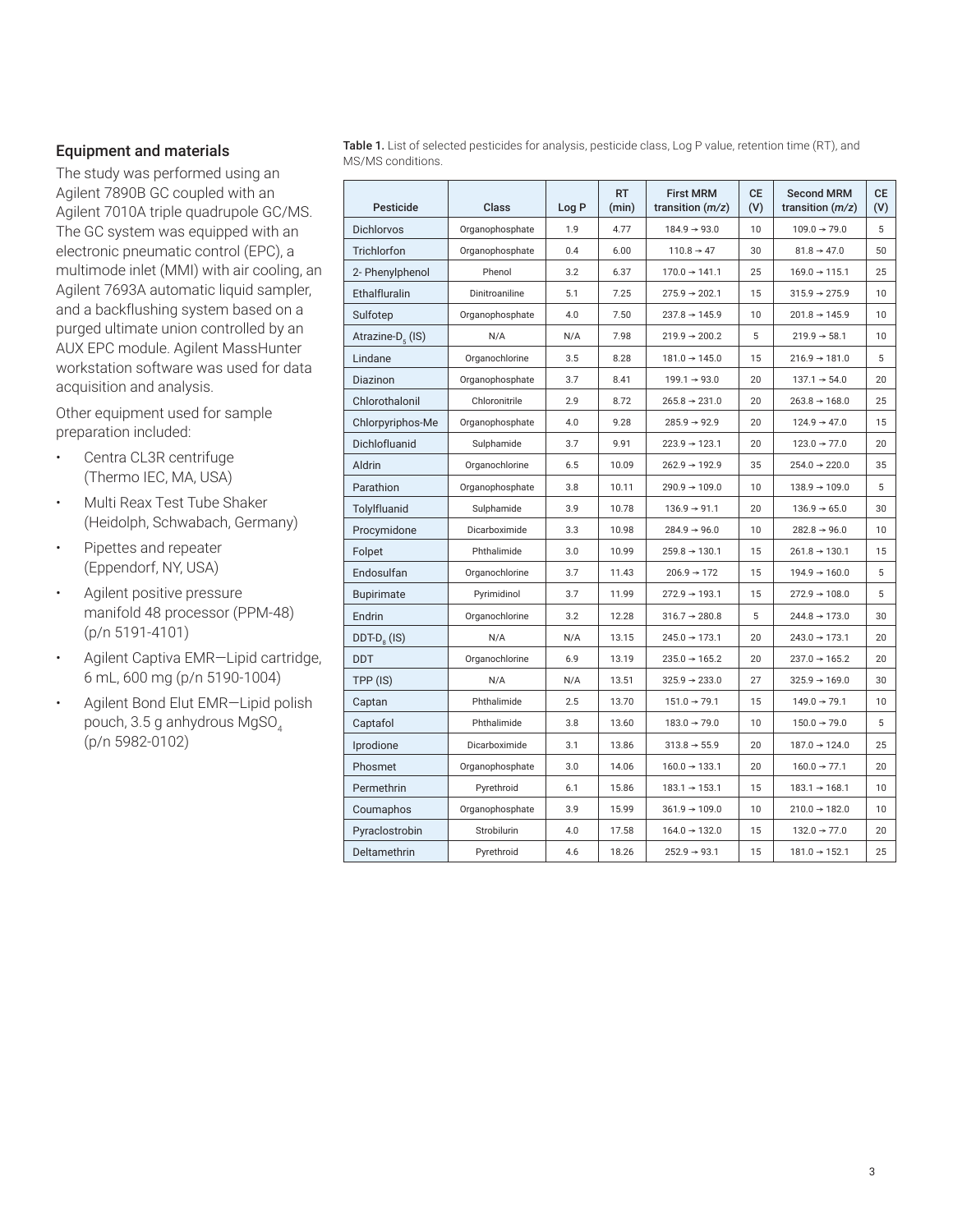## Equipment and materials

The study was performed using an Agilent 7890B GC coupled with an Agilent 7010A triple quadrupole GC/MS. The GC system was equipped with an electronic pneumatic control (EPC), a multimode inlet (MMI) with air cooling, an Agilent 7693A automatic liquid sampler, and a backflushing system based on a purged ultimate union controlled by an AUX EPC module. Agilent MassHunter workstation software was used for data acquisition and analysis.

Other equipment used for sample preparation included:

- Centra CL3R centrifuge (Thermo IEC, MA, USA)
- Multi Reax Test Tube Shaker (Heidolph, Schwabach, Germany)
- Pipettes and repeater (Eppendorf, NY, USA)
- Agilent positive pressure manifold 48 processor (PPM-48) (p/n 5191-4101)
- Agilent Captiva EMR—Lipid cartridge, 6 mL, 600 mg (p/n 5190-1004)
- Agilent Bond Elut EMR—Lipid polish pouch, 3.5 g anhydrous $MgSO_4$ (p/n 5982-0102)

**Table 1.** List of selected pesticides for analysis, pesticide class, Log P value, retention time (RT), and MS/MS conditions.

| Pesticide | Class | Log P | RT (min) | First MRM transition (*m/z*) | CE (V) | Second MRM transition (*m/z*) | CE (V) |
|---|---|---|---|---|---|---|---|
| Dichlorvos | Organophosphate | 1.9 | 4.77 | 184.9 → 93.0 | 10 | 109.0 → 79.0 | 5 |
| Trichlorfon | Organophosphate | 0.4 | 6.00 | 110.8 → 47 | 30 | 81.8 → 47.0 | 50 |
| 2- Phenylphenol | Phenol | 3.2 | 6.37 | 170.0 → 141.1 | 25 | 169.0 → 115.1 | 25 |
| Ethalfluralin | Dinitroaniline | 5.1 | 7.25 | 275.9 → 202.1 | 15 | 315.9 → 275.9 | 10 |
| Sulfotep | Organophosphate | 4.0 | 7.50 | 237.8 → 145.9 | 10 | 201.8 → 145.9 | 10 |
| Atrazine-$D_5$ (IS) | N/A | N/A | 7.98 | 219.9 → 200.2 | 5 | 219.9 → 58.1 | 10 |
| Lindane | Organochlorine | 3.5 | 8.28 | 181.0 → 145.0 | 15 | 216.9 → 181.0 | 5 |
| Diazinon | Organophosphate | 3.7 | 8.41 | 199.1 → 93.0 | 20 | 137.1 → 54.0 | 20 |
| Chlorothalonil | Chloronitrile | 2.9 | 8.72 | 265.8 → 231.0 | 20 | 263.8 → 168.0 | 25 |
| Chlorpyriphos-Me | Organophosphate | 4.0 | 9.28 | 285.9 → 92.9 | 20 | 124.9 → 47.0 | 15 |
| Dichlofluanid | Sulphamide | 3.7 | 9.91 | 223.9 → 123.1 | 20 | 123.0 → 77.0 | 20 |
| Aldrin | Organochlorine | 6.5 | 10.09 | 262.9 → 192.9 | 35 | 254.0 → 220.0 | 35 |
| Parathion | Organophosphate | 3.8 | 10.11 | 290.9 → 109.0 | 10 | 138.9 → 109.0 | 5 |
| Tolylfluanid | Sulphamide | 3.9 | 10.78 | 136.9 → 91.1 | 20 | 136.9 → 65.0 | 30 |
| Procymidone | Dicarboximide | 3.3 | 10.98 | 284.9 → 96.0 | 10 | 282.8 → 96.0 | 10 |
| Folpet | Phthalimide | 3.0 | 10.99 | 259.8 → 130.1 | 15 | 261.8 → 130.1 | 15 |
| Endosulfan | Organochlorine | 3.7 | 11.43 | 206.9 → 172 | 15 | 194.9 → 160.0 | 5 |
| Bupirimate | Pyrimidinol | 3.7 | 11.99 | 272.9 → 193.1 | 15 | 272.9 → 108.0 | 5 |
| Endrin | Organochlorine | 3.2 | 12.28 | 316.7 → 280.8 | 5 | 244.8 → 173.0 | 30 |
| DDT-$D_8$ (IS) | N/A | N/A | 13.15 | 245.0 → 173.1 | 20 | 243.0 → 173.1 | 20 |
| DDT | Organochlorine | 6.9 | 13.19 | 235.0 → 165.2 | 20 | 237.0 → 165.2 | 20 |
| TPP (IS) | N/A | N/A | 13.51 | 325.9 → 233.0 | 27 | 325.9 → 169.0 | 30 |
| Captan | Phthalimide | 2.5 | 13.70 | 151.0 → 79.1 | 15 | 149.0 → 79.1 | 10 |
| Captafol | Phthalimide | 3.8 | 13.60 | 183.0 → 79.0 | 10 | 150.0 → 79.0 | 5 |
| Iprodione | Dicarboximide | 3.1 | 13.86 | 313.8 → 55.9 | 20 | 187.0 → 124.0 | 25 |
| Phosmet | Organophosphate | 3.0 | 14.06 | 160.0 → 133.1 | 20 | 160.0 → 77.1 | 20 |
| Permethrin | Pyrethroid | 6.1 | 15.86 | 183.1 → 153.1 | 15 | 183.1 → 168.1 | 10 |
| Coumaphos | Organophosphate | 3.9 | 15.99 | 361.9 → 109.0 | 10 | 210.0 → 182.0 | 10 |
| Pyraclostrobin | Strobilurin | 4.0 | 17.58 | 164.0 → 132.0 | 15 | 132.0 → 77.0 | 20 |
| Deltamethrin | Pyrethroid | 4.6 | 18.26 | 252.9 → 93.1 | 15 | 181.0 → 152.1 | 25 |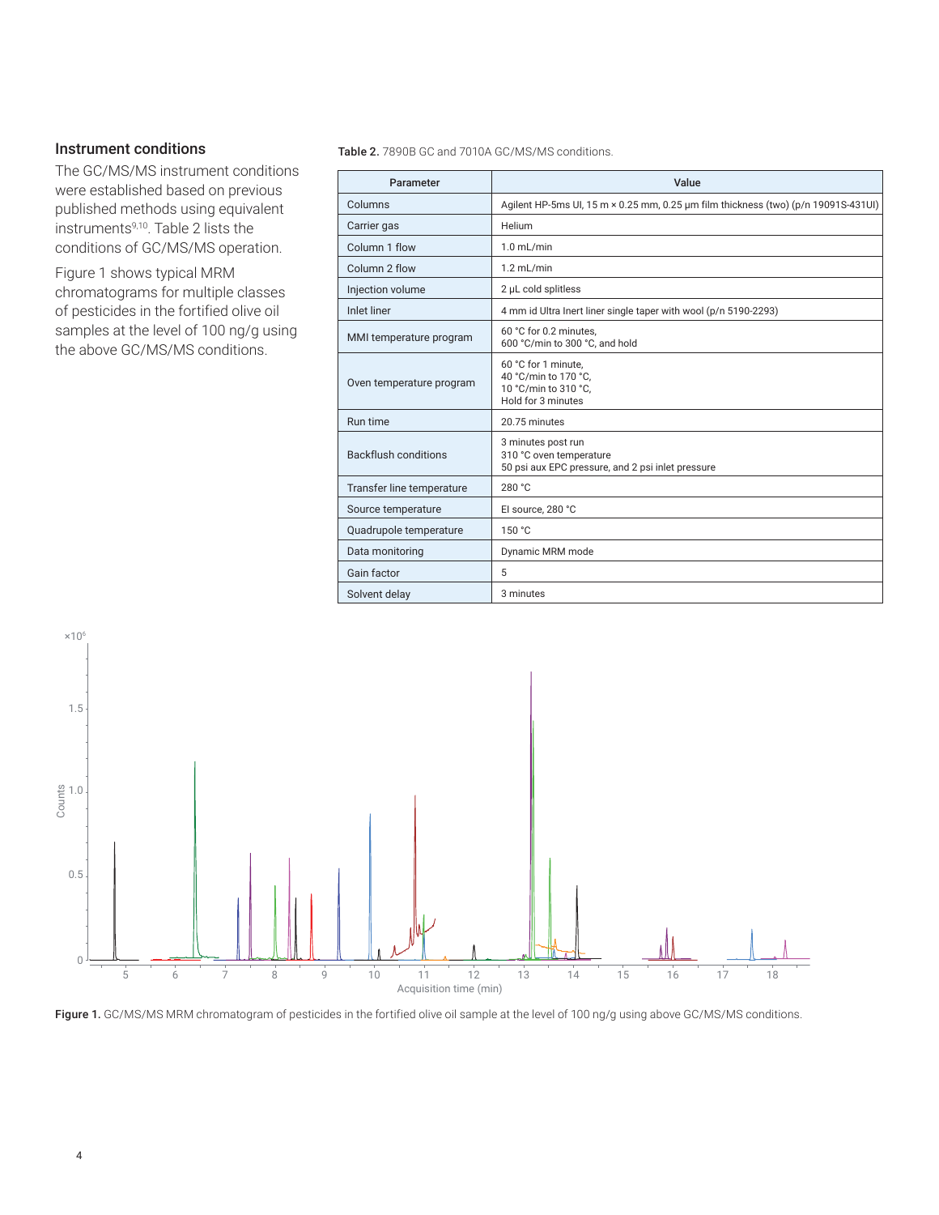### Instrument conditions

The GC/MS/MS instrument conditions were established based on previous published methods using equivalent instruments[9,10]. Table 2 lists the conditions of GC/MS/MS operation.

Figure 1 shows typical MRM chromatograms for multiple classes of pesticides in the fortified olive oil samples at the level of 100 ng/g using the above GC/MS/MS conditions.

**Table 2.** 7890B GC and 7010A GC/MS/MS conditions.

| Parameter | Value |
|---|---|
| Columns | Agilent HP-5ms UI, 15 m × 0.25 mm, 0.25 µm film thickness (two) (p/n 19091S-431UI) |
| Carrier gas | Helium |
| Column 1 flow | 1.0 mL/min |
| Column 2 flow | 1.2 mL/min |
| Injection volume | 2 µL cold splitless |
| Inlet liner | 4 mm id Ultra Inert liner single taper with wool (p/n 5190-2293) |
| MMI temperature program | 60 °C for 0.2 minutes,<br>600 °C/min to 300 °C, and hold |
| Oven temperature program | 60 °C for 1 minute,<br>40 °C/min to 170 °C,<br>10 °C/min to 310 °C,<br>Hold for 3 minutes |
| Run time | 20.75 minutes |
| Backflush conditions | 3 minutes post run<br>310 °C oven temperature<br>50 psi aux EPC pressure, and 2 psi inlet pressure |
| Transfer line temperature | 280 °C |
| Source temperature | EI source, 280 °C |
| Quadrupole temperature | 150 °C |
| Data monitoring | Dynamic MRM mode |
| Gain factor | 5 |
| Solvent delay | 3 minutes |

**Figure 1.** GC/MS/MS MRM chromatogram of pesticides in the fortified olive oil sample at the level of 100 ng/g using above GC/MS/MS conditions.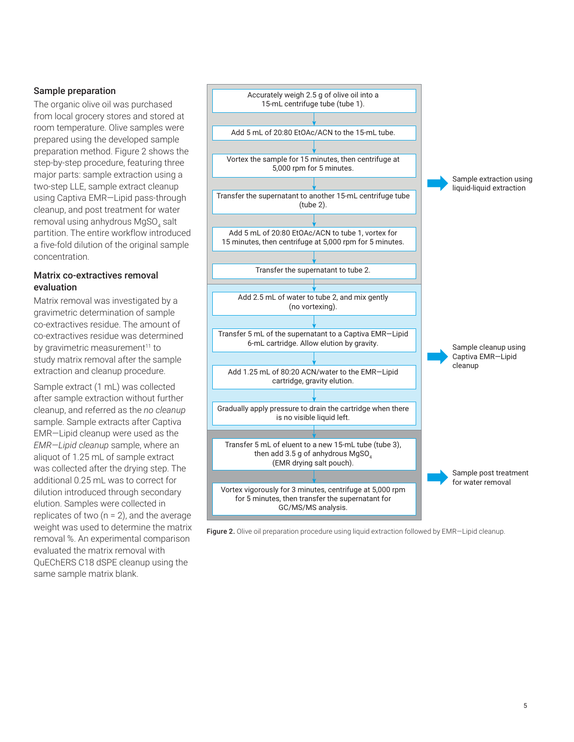### Sample preparation

The organic olive oil was purchased from local grocery stores and stored at room temperature. Olive samples were prepared using the developed sample preparation method. Figure 2 shows the step-by-step procedure, featuring three major parts: sample extraction using a two-step LLE, sample extract cleanup using Captiva EMR—Lipid pass-through cleanup, and post treatment for water removal using anhydrous $MgSO_4$ salt partition. The entire workflow introduced a five-fold dilution of the original sample concentration.

### Matrix co-extractives removal evaluation

Matrix removal was investigated by a gravimetric determination of sample co-extractives residue. The amount of co-extractives residue was determined by gravimetric measurement[11] to study matrix removal after the sample extraction and cleanup procedure.

Sample extract (1 mL) was collected after sample extraction without further cleanup, and referred as the *no cleanup* sample. Sample extracts after Captiva EMR—Lipid cleanup were used as the *EMR—Lipid cleanup* sample, where an aliquot of 1.25 mL of sample extract was collected after the drying step. The additional 0.25 mL was to correct for dilution introduced through secondary elution. Samples were collected in replicates of two (n = 2), and the average weight was used to determine the matrix removal %. An experimental comparison evaluated the matrix removal with QuEChERS C18 dSPE cleanup using the same sample matrix blank.

**Sample extraction using liquid-liquid extraction**

1. Accurately weigh 2.5 g of olive oil into a 15-mL centrifuge tube (tube 1).
2. Add 5 mL of 20:80 EtOAc/ACN to the 15-mL tube.
3. Vortex the sample for 15 minutes, then centrifuge at 5,000 rpm for 5 minutes.
4. Transfer the supernatant to another 15-mL centrifuge tube (tube 2).
5. Add 5 mL of 20:80 EtOAc/ACN to tube 1, vortex for 15 minutes, then centrifuge at 5,000 rpm for 5 minutes.
6. Transfer the supernatant to tube 2.

**Sample cleanup using Captiva EMR—Lipid cleanup**

7. Add 2.5 mL of water to tube 2, and mix gently (no vortexing).
8. Transfer 5 mL of the supernatant to a Captiva EMR—Lipid 6-mL cartridge. Allow elution by gravity.
9. Add 1.25 mL of 80:20 ACN/water to the EMR—Lipid cartridge, gravity elution.
10. Gradually apply pressure to drain the cartridge when there is no visible liquid left.

**Sample post treatment for water removal**

11. Transfer 5 mL of eluent to a new 15-mL tube (tube 3), then add 3.5 g of anhydrous $MgSO_4$ (EMR drying salt pouch).
12. Vortex vigorously for 3 minutes, centrifuge at 5,000 rpm for 5 minutes, then transfer the supernatant for GC/MS/MS analysis.

**Figure 2.** Olive oil preparation procedure using liquid extraction followed by EMR—Lipid cleanup.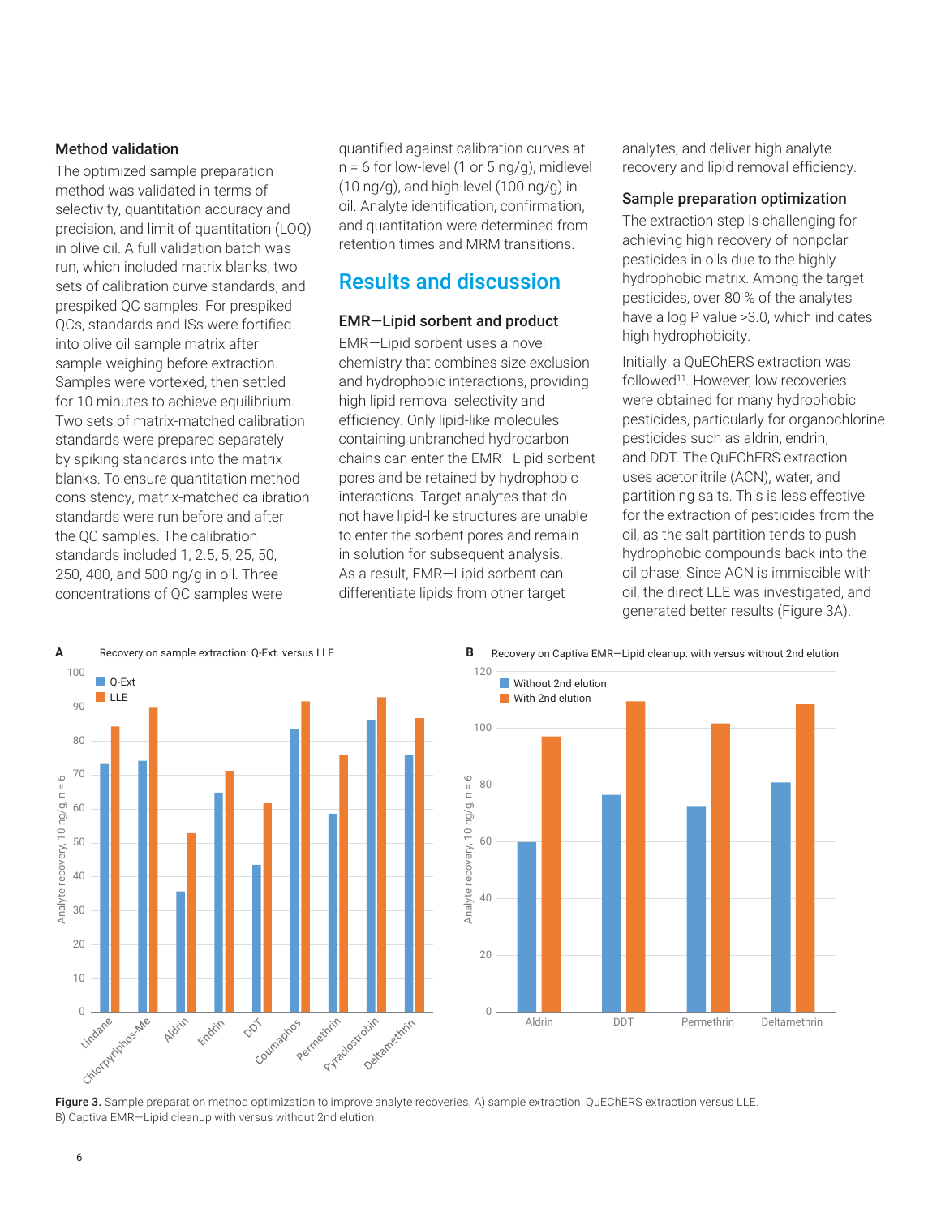### Method validation

The optimized sample preparation method was validated in terms of selectivity, quantitation accuracy and precision, and limit of quantitation (LOQ) in olive oil. A full validation batch was run, which included matrix blanks, two sets of calibration curve standards, and prespiked QC samples. For prespiked QCs, standards and ISs were fortified into olive oil sample matrix after sample weighing before extraction. Samples were vortexed, then settled for 10 minutes to achieve equilibrium. Two sets of matrix-matched calibration standards were prepared separately by spiking standards into the matrix blanks. To ensure quantitation method consistency, matrix-matched calibration standards were run before and after the QC samples. The calibration standards included 1, 2.5, 5, 25, 50, 250, 400, and 500 ng/g in oil. Three concentrations of QC samples were quantified against calibration curves at n = 6 for low-level (1 or 5 ng/g), midlevel (10 ng/g), and high-level (100 ng/g) in oil. Analyte identification, confirmation, and quantitation were determined from retention times and MRM transitions.

## Results and discussion

### EMR—Lipid sorbent and product

EMR—Lipid sorbent uses a novel chemistry that combines size exclusion and hydrophobic interactions, providing high lipid removal selectivity and efficiency. Only lipid-like molecules containing unbranched hydrocarbon chains can enter the EMR—Lipid sorbent pores and be retained by hydrophobic interactions. Target analytes that do not have lipid-like structures are unable to enter the sorbent pores and remain in solution for subsequent analysis. As a result, EMR—Lipid sorbent can differentiate lipids from other target analytes, and deliver high analyte recovery and lipid removal efficiency.

### Sample preparation optimization

The extraction step is challenging for achieving high recovery of nonpolar pesticides in oils due to the highly hydrophobic matrix. Among the target pesticides, over 80 % of the analytes have a log P value >3.0, which indicates high hydrophobicity.

Initially, a QuEChERS extraction was followed[11]. However, low recoveries were obtained for many hydrophobic pesticides, particularly for organochlorine pesticides such as aldrin, endrin, and DDT. The QuEChERS extraction uses acetonitrile (ACN), water, and partitioning salts. This is less effective for the extraction of pesticides from the oil, as the salt partition tends to push hydrophobic compounds back into the oil phase. Since ACN is immiscible with oil, the direct LLE was investigated, and generated better results (Figure 3A).

**Figure 3.** Sample preparation method optimization to improve analyte recoveries. A) sample extraction, QuEChERS extraction versus LLE. B) Captiva EMR—Lipid cleanup with versus without 2nd elution.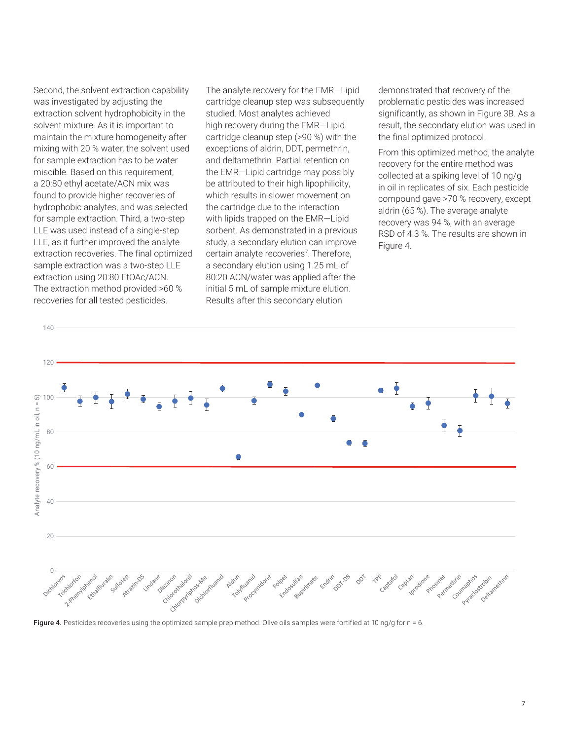Second, the solvent extraction capability was investigated by adjusting the extraction solvent hydrophobicity in the solvent mixture. As it is important to maintain the mixture homogeneity after mixing with 20 % water, the solvent used for sample extraction has to be water miscible. Based on this requirement, a 20:80 ethyl acetate/ACN mix was found to provide higher recoveries of hydrophobic analytes, and was selected for sample extraction. Third, a two-step LLE was used instead of a single-step LLE, as it further improved the analyte extraction recoveries. The final optimized sample extraction was a two-step LLE extraction using 20:80 EtOAc/ACN. The extraction method provided >60 % recoveries for all tested pesticides.

The analyte recovery for the EMR—Lipid cartridge cleanup step was subsequently studied. Most analytes achieved high recovery during the EMR—Lipid cartridge cleanup step (>90 %) with the exceptions of aldrin, DDT, permethrin, and deltamethrin. Partial retention on the EMR—Lipid cartridge may possibly be attributed to their high lipophilicity, which results in slower movement on the cartridge due to the interaction with lipids trapped on the EMR—Lipid sorbent. As demonstrated in a previous study, a secondary elution can improve certain analyte recoveries[7]. Therefore, a secondary elution using 1.25 mL of 80:20 ACN/water was applied after the initial 5 mL of sample mixture elution. Results after this secondary elution demonstrated that recovery of the problematic pesticides was increased significantly, as shown in Figure 3B. As a result, the secondary elution was used in the final optimized protocol.

From this optimized method, the analyte recovery for the entire method was collected at a spiking level of 10 ng/g in oil in replicates of six. Each pesticide compound gave >70 % recovery, except aldrin (65 %). The average analyte recovery was 94 %, with an average RSD of 4.3 %. The results are shown in Figure 4.

**Figure 4.** Pesticides recoveries using the optimized sample prep method. Olive oils samples were fortified at 10 ng/g for n = 6.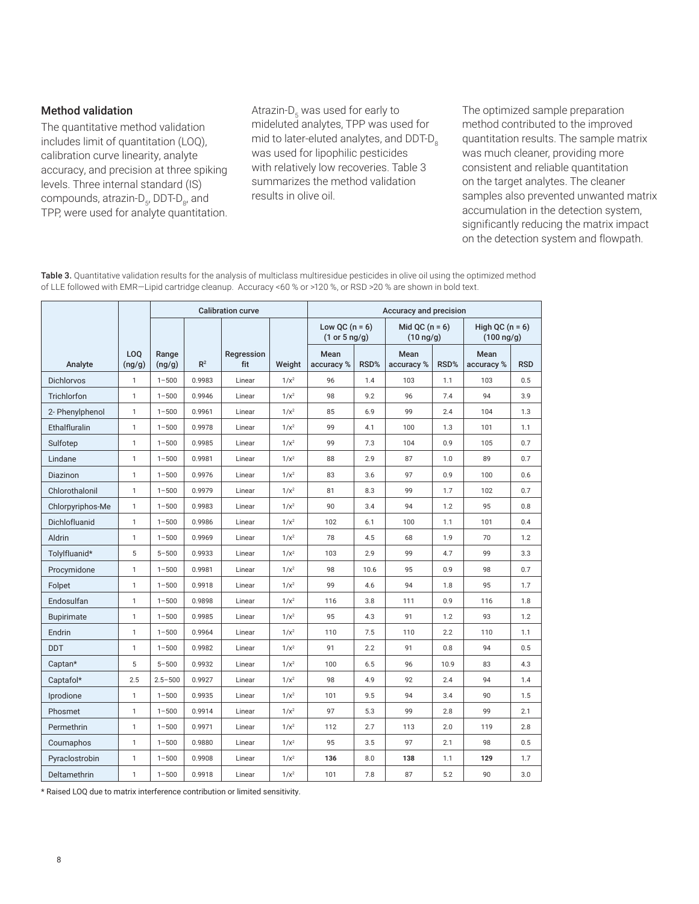## Method validation

The quantitative method validation includes limit of quantitation (LOQ), calibration curve linearity, analyte accuracy, and precision at three spiking levels. Three internal standard (IS) compounds, atrazin-$D_5$, DDT-$D_8$, and TPP, were used for analyte quantitation. Atrazin-$D_5$ was used for early to mideluted analytes, TPP was used for mid to later-eluted analytes, and DDT-$D_8$ was used for lipophilic pesticides with relatively low recoveries. Table 3 summarizes the method validation results in olive oil.

The optimized sample preparation method contributed to the improved quantitation results. The sample matrix was much cleaner, providing more consistent and reliable quantitation on the target analytes. The cleaner samples also prevented unwanted matrix accumulation in the detection system, significantly reducing the matrix impact on the detection system and flowpath.

**Table 3.** Quantitative validation results for the analysis of multiclass multiresidue pesticides in olive oil using the optimized method of LLE followed with EMR—Lipid cartridge cleanup. Accuracy <60 % or >120 %, or RSD >20 % are shown in bold text.

| | | Calibration curve | | | | Accuracy and precision | | | | | |
|---|---|---|---|---|---|---|---|---|---|---|---|
| | | | | | | Low QC (n = 6) (1 or 5 ng/g) | | Mid QC (n = 6) (10 ng/g) | | High QC (n = 6) (100 ng/g) | |
| Analyte | LOQ (ng/g) | Range (ng/g) | $R^2$ | Regression fit | Weight | Mean accuracy % | RSD% | Mean accuracy % | RSD% | Mean accuracy % | RSD |
| Dichlorvos | 1 | 1–500 | 0.9983 | Linear | $1/x^2$ | 96 | 1.4 | 103 | 1.1 | 103 | 0.5 |
| Trichlorfon | 1 | 1–500 | 0.9946 | Linear | $1/x^2$ | 98 | 9.2 | 96 | 7.4 | 94 | 3.9 |
| 2- Phenylphenol | 1 | 1–500 | 0.9961 | Linear | $1/x^2$ | 85 | 6.9 | 99 | 2.4 | 104 | 1.3 |
| Ethalfluralin | 1 | 1–500 | 0.9978 | Linear | $1/x^2$ | 99 | 4.1 | 100 | 1.3 | 101 | 1.1 |
| Sulfotep | 1 | 1–500 | 0.9985 | Linear | $1/x^2$ | 99 | 7.3 | 104 | 0.9 | 105 | 0.7 |
| Lindane | 1 | 1–500 | 0.9981 | Linear | $1/x^2$ | 88 | 2.9 | 87 | 1.0 | 89 | 0.7 |
| Diazinon | 1 | 1–500 | 0.9976 | Linear | $1/x^2$ | 83 | 3.6 | 97 | 0.9 | 100 | 0.6 |
| Chlorothalonil | 1 | 1–500 | 0.9979 | Linear | $1/x^2$ | 81 | 8.3 | 99 | 1.7 | 102 | 0.7 |
| Chlorpyriphos-Me | 1 | 1–500 | 0.9983 | Linear | $1/x^2$ | 90 | 3.4 | 94 | 1.2 | 95 | 0.8 |
| Dichlofluanid | 1 | 1–500 | 0.9986 | Linear | $1/x^2$ | 102 | 6.1 | 100 | 1.1 | 101 | 0.4 |
| Aldrin | 1 | 1–500 | 0.9969 | Linear | $1/x^2$ | 78 | 4.5 | 68 | 1.9 | 70 | 1.2 |
| Tolylfluanid* | 5 | 5–500 | 0.9933 | Linear | $1/x^2$ | 103 | 2.9 | 99 | 4.7 | 99 | 3.3 |
| Procymidone | 1 | 1–500 | 0.9981 | Linear | $1/x^2$ | 98 | 10.6 | 95 | 0.9 | 98 | 0.7 |
| Folpet | 1 | 1–500 | 0.9918 | Linear | $1/x^2$ | 99 | 4.6 | 94 | 1.8 | 95 | 1.7 |
| Endosulfan | 1 | 1–500 | 0.9898 | Linear | $1/x^2$ | 116 | 3.8 | 111 | 0.9 | 116 | 1.8 |
| Bupirimate | 1 | 1–500 | 0.9985 | Linear | $1/x^2$ | 95 | 4.3 | 91 | 1.2 | 93 | 1.2 |
| Endrin | 1 | 1–500 | 0.9964 | Linear | $1/x^2$ | 110 | 7.5 | 110 | 2.2 | 110 | 1.1 |
| DDT | 1 | 1–500 | 0.9982 | Linear | $1/x^2$ | 91 | 2.2 | 91 | 0.8 | 94 | 0.5 |
| Captan* | 5 | 5–500 | 0.9932 | Linear | $1/x^2$ | 100 | 6.5 | 96 | 10.9 | 83 | 4.3 |
| Captafol* | 2.5 | 2.5–500 | 0.9927 | Linear | $1/x^2$ | 98 | 4.9 | 92 | 2.4 | 94 | 1.4 |
| Iprodione | 1 | 1–500 | 0.9935 | Linear | $1/x^2$ | 101 | 9.5 | 94 | 3.4 | 90 | 1.5 |
| Phosmet | 1 | 1–500 | 0.9914 | Linear | $1/x^2$ | 97 | 5.3 | 99 | 2.8 | 99 | 2.1 |
| Permethrin | 1 | 1–500 | 0.9971 | Linear | $1/x^2$ | 112 | 2.7 | 113 | 2.0 | 119 | 2.8 |
| Coumaphos | 1 | 1–500 | 0.9880 | Linear | $1/x^2$ | 95 | 3.5 | 97 | 2.1 | 98 | 0.5 |
| Pyraclostrobin | 1 | 1–500 | 0.9908 | Linear | $1/x^2$ | **136** | 8.0 | **138** | 1.1 | **129** | 1.7 |
| Deltamethrin | 1 | 1–500 | 0.9918 | Linear | $1/x^2$ | 101 | 7.8 | 87 | 5.2 | 90 | 3.0 |

* Raised LOQ due to matrix interference contribution or limited sensitivity.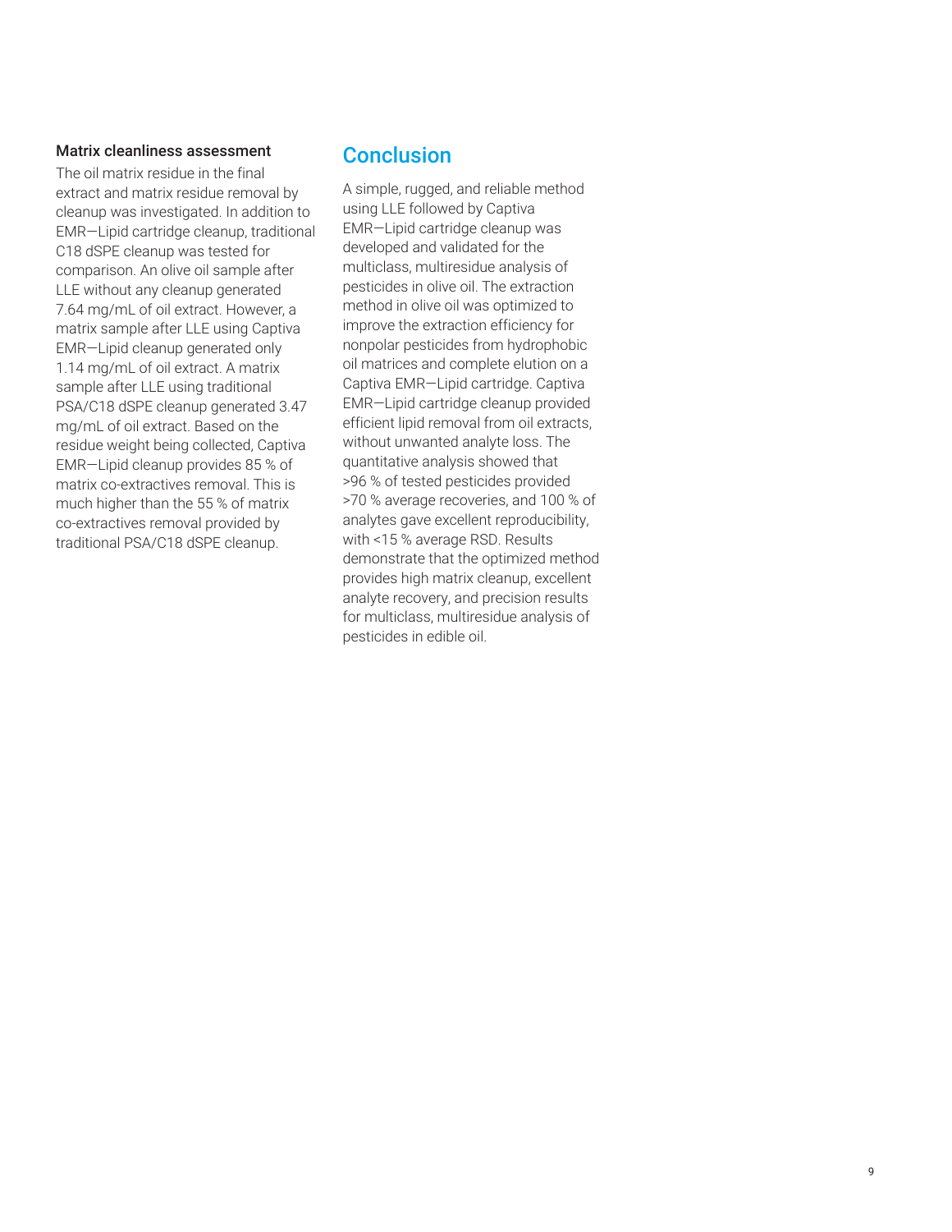### Matrix cleanliness assessment

The oil matrix residue in the final extract and matrix residue removal by cleanup was investigated. In addition to EMR—Lipid cartridge cleanup, traditional C18 dSPE cleanup was tested for comparison. An olive oil sample after LLE without any cleanup generated 7.64 mg/mL of oil extract. However, a matrix sample after LLE using Captiva EMR—Lipid cleanup generated only 1.14 mg/mL of oil extract. A matrix sample after LLE using traditional PSA/C18 dSPE cleanup generated 3.47 mg/mL of oil extract. Based on the residue weight being collected, Captiva EMR—Lipid cleanup provides 85 % of matrix co-extractives removal. This is much higher than the 55 % of matrix co-extractives removal provided by traditional PSA/C18 dSPE cleanup.

## Conclusion

A simple, rugged, and reliable method using LLE followed by Captiva EMR—Lipid cartridge cleanup was developed and validated for the multiclass, multiresidue analysis of pesticides in olive oil. The extraction method in olive oil was optimized to improve the extraction efficiency for nonpolar pesticides from hydrophobic oil matrices and complete elution on a Captiva EMR—Lipid cartridge. Captiva EMR—Lipid cartridge cleanup provided efficient lipid removal from oil extracts, without unwanted analyte loss. The quantitative analysis showed that >96 % of tested pesticides provided >70 % average recoveries, and 100 % of analytes gave excellent reproducibility, with <15 % average RSD. Results demonstrate that the optimized method provides high matrix cleanup, excellent analyte recovery, and precision results for multiclass, multiresidue analysis of pesticides in edible oil.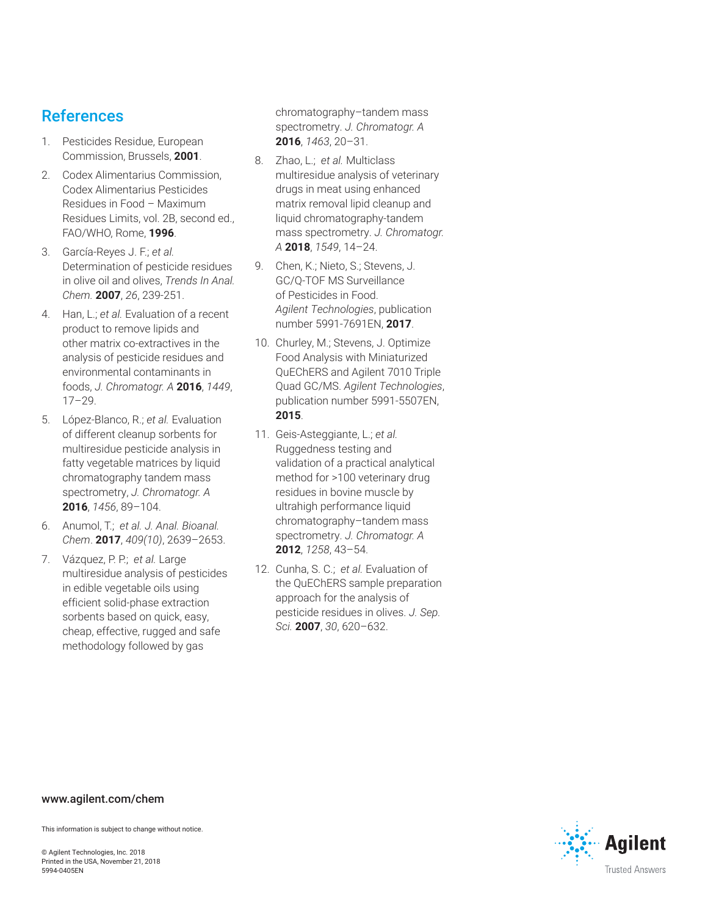## References

1. Pesticides Residue, European Commission, Brussels, **2001**.
2. Codex Alimentarius Commission, Codex Alimentarius Pesticides Residues in Food – Maximum Residues Limits, vol. 2B, second ed., FAO/WHO, Rome, **1996**.
3. García-Reyes J. F.; *et al.* Determination of pesticide residues in olive oil and olives, *Trends In Anal. Chem.* **2007**, *26*, 239-251.
4. Han, L.; *et al.* Evaluation of a recent product to remove lipids and other matrix co-extractives in the analysis of pesticide residues and environmental contaminants in foods, *J. Chromatogr. A* **2016**, *1449*, 17–29.
5. López-Blanco, R.; *et al.* Evaluation of different cleanup sorbents for multiresidue pesticide analysis in fatty vegetable matrices by liquid chromatography tandem mass spectrometry, *J. Chromatogr. A* **2016**, *1456*, 89–104.
6. Anumol, T.; *et al. J. Anal. Bioanal. Chem*. **2017**, *409(10)*, 2639–2653.
7. Vázquez, P. P.; *et al.* Large multiresidue analysis of pesticides in edible vegetable oils using efficient solid-phase extraction sorbents based on quick, easy, cheap, effective, rugged and safe methodology followed by gas chromatography–tandem mass spectrometry. *J. Chromatogr. A* **2016**, *1463*, 20–31.
8. Zhao, L.; *et al.* Multiclass multiresidue analysis of veterinary drugs in meat using enhanced matrix removal lipid cleanup and liquid chromatography-tandem mass spectrometry. *J. Chromatogr. A* **2018**, *1549*, 14–24.
9. Chen, K.; Nieto, S.; Stevens, J. GC/Q-TOF MS Surveillance of Pesticides in Food. *Agilent Technologies*, publication number 5991-7691EN, **2017**.
10. Churley, M.; Stevens, J. Optimize Food Analysis with Miniaturized QuEChERS and Agilent 7010 Triple Quad GC/MS. *Agilent Technologies*, publication number 5991-5507EN, **2015**.
11. Geis-Asteggiante, L.; *et al.* Ruggedness testing and validation of a practical analytical method for >100 veterinary drug residues in bovine muscle by ultrahigh performance liquid chromatography–tandem mass spectrometry. *J. Chromatogr. A* **2012**, *1258*, 43–54.
12. Cunha, S. C.; *et al.* Evaluation of the QuEChERS sample preparation approach for the analysis of pesticide residues in olives. *J. Sep. Sci.* **2007**, *30*, 620–632.

www.agilent.com/chem

This information is subject to change without notice.

© Agilent Technologies, Inc. 2018
Printed in the USA, November 21, 2018
5994-0405EN

Agilent
Trusted Answers